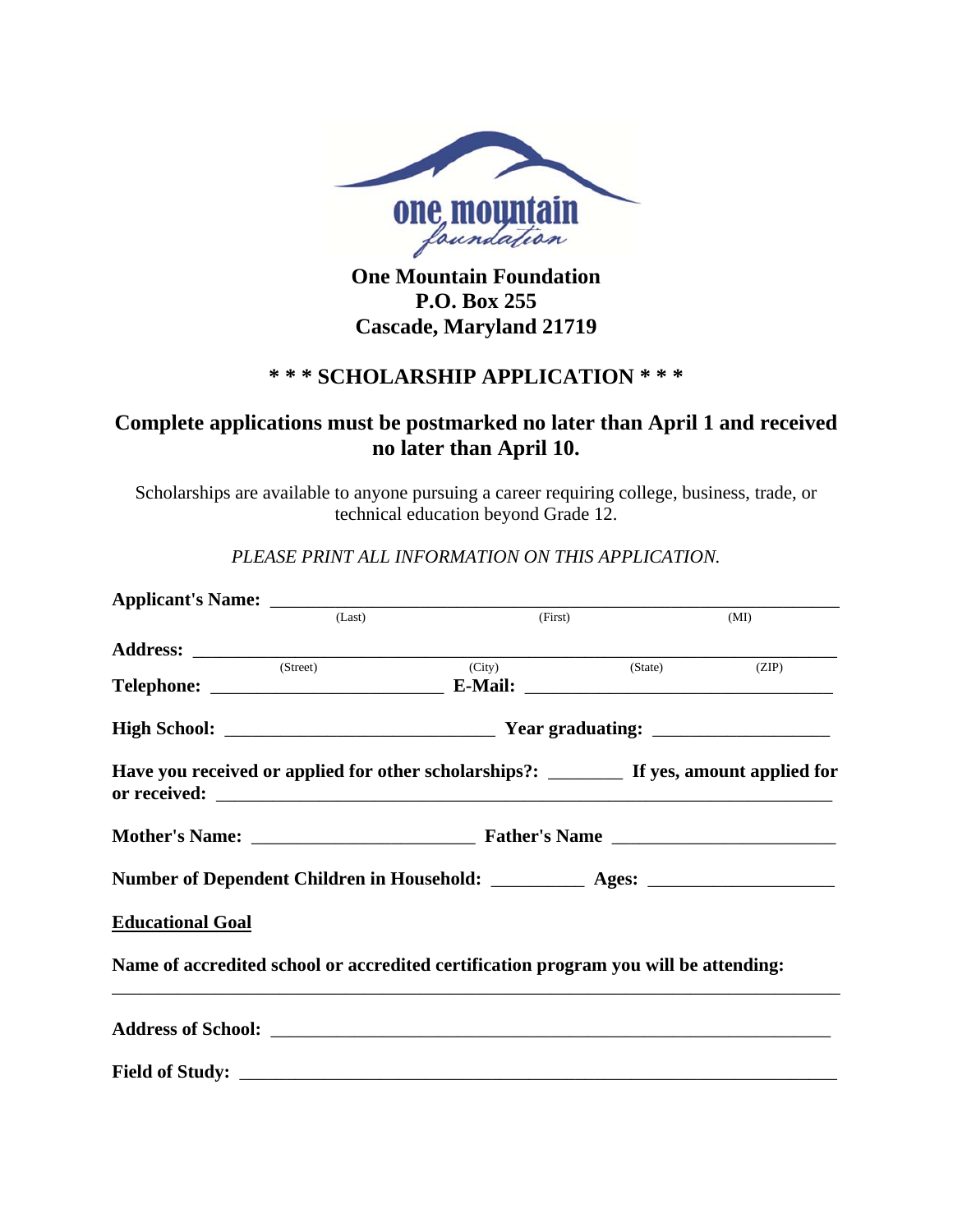one mountain
foundation

**One Mountain Foundation**
**P.O. Box 255**
**Cascade, Maryland 21719**

## * * * SCHOLARSHIP APPLICATION * * *

### Complete applications must be postmarked no later than April 1 and received no later than April 10.

Scholarships are available to anyone pursuing a career requiring college, business, trade, or technical education beyond Grade 12.

*PLEASE PRINT ALL INFORMATION ON THIS APPLICATION.*

**Applicant's Name:** ______________________________________________
(Last) (First) (MI)

**Address:** ______________________________________________
(Street) (City) (State) (ZIP)

**Telephone:** ________________________ **E-Mail:** ________________________________

**High School:** ____________________________ **Year graduating:** __________________

**Have you received or applied for other scholarships?:** ________ **If yes, amount applied for or received:** ________________________________________________

**Mother's Name:** ______________________ **Father's Name** ______________________

**Number of Dependent Children in Household:** _________ **Ages:** __________________

**Educational Goal**

**Name of accredited school or accredited certification program you will be attending:**
______________________________________________________________________________

**Address of School:** ____________________________________________________________

**Field of Study:** _______________________________________________________________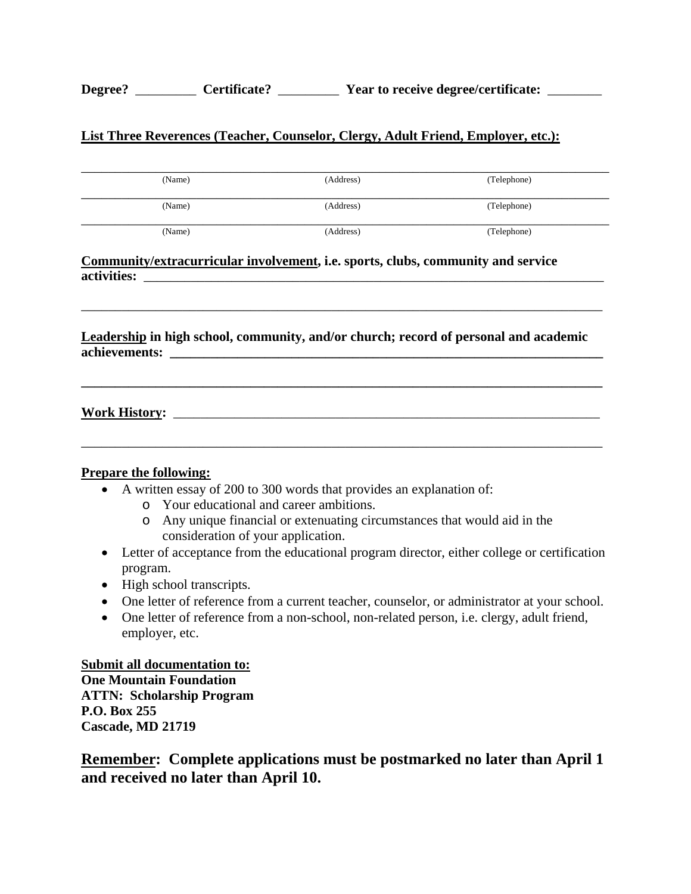**Degree?** _________ **Certificate?** _________ **Year to receive degree/certificate:** ________

**List Three Reverences (Teacher, Counselor, Clergy, Adult Friend, Employer, etc.):**

| | | |
|---|---|---|
| (Name) | (Address) | (Telephone) |
| (Name) | (Address) | (Telephone) |
| (Name) | (Address) | (Telephone) |

**Community/extracurricular involvement, i.e. sports, clubs, community and service activities:** ___________________________________________________________________

___________________________________________________________________________

**Leadership in high school, community, and/or church; record of personal and academic achievements:** ______________________________________________________________

___________________________________________________________________________

**Work History:** ____________________________________________________________

___________________________________________________________________________

**Prepare the following:**

- A written essay of 200 to 300 words that provides an explanation of:
  - Your educational and career ambitions.
  - Any unique financial or extenuating circumstances that would aid in the consideration of your application.
- Letter of acceptance from the educational program director, either college or certification program.
- High school transcripts.
- One letter of reference from a current teacher, counselor, or administrator at your school.
- One letter of reference from a non-school, non-related person, i.e. clergy, adult friend, employer, etc.

**Submit all documentation to:**
**One Mountain Foundation**
**ATTN: Scholarship Program**
**P.O. Box 255**
**Cascade, MD 21719**

## Remember: Complete applications must be postmarked no later than April 1 and received no later than April 10.